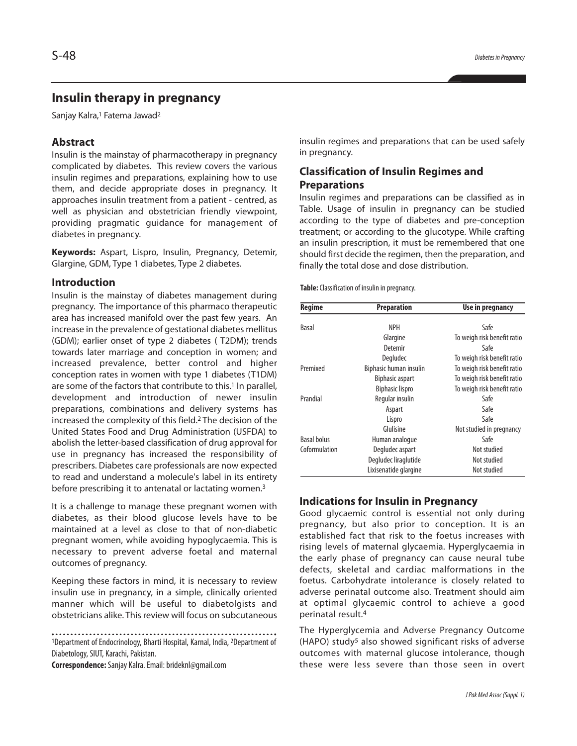# Insulin therapy in pregnancy

Sanjay Kalra,[1] Fatema Jawad[2]

## Abstract

Insulin is the mainstay of pharmacotherapy in pregnancy complicated by diabetes. This review covers the various insulin regimes and preparations, explaining how to use them, and decide appropriate doses in pregnancy. It approaches insulin treatment from a patient - centred, as well as physician and obstetrician friendly viewpoint, providing pragmatic guidance for management of diabetes in pregnancy.

**Keywords:** Aspart, Lispro, Insulin, Pregnancy, Detemir, Glargine, GDM, Type 1 diabetes, Type 2 diabetes.

## Introduction

Insulin is the mainstay of diabetes management during pregnancy. The importance of this pharmaco therapeutic area has increased manifold over the past few years. An increase in the prevalence of gestational diabetes mellitus (GDM); earlier onset of type 2 diabetes ( T2DM); trends towards later marriage and conception in women; and increased prevalence, better control and higher conception rates in women with type 1 diabetes (T1DM) are some of the factors that contribute to this.[1] In parallel, development and introduction of newer insulin preparations, combinations and delivery systems has increased the complexity of this field.[2] The decision of the United States Food and Drug Administration (USFDA) to abolish the letter-based classification of drug approval for use in pregnancy has increased the responsibility of prescribers. Diabetes care professionals are now expected to read and understand a molecule's label in its entirety before prescribing it to antenatal or lactating women.[3]

It is a challenge to manage these pregnant women with diabetes, as their blood glucose levels have to be maintained at a level as close to that of non-diabetic pregnant women, while avoiding hypoglycaemia. This is necessary to prevent adverse foetal and maternal outcomes of pregnancy.

Keeping these factors in mind, it is necessary to review insulin use in pregnancy, in a simple, clinically oriented manner which will be useful to diabetolgists and obstetricians alike. This review will focus on subcutaneous insulin regimes and preparations that can be used safely in pregnancy.

[1]Department of Endocrinology, Bharti Hospital, Karnal, India, [2]Department of Diabetology, SIUT, Karachi, Pakistan.

**Correspondence:** Sanjay Kalra. Email: brideknl@gmail.com

## Classification of Insulin Regimes and Preparations

Insulin regimes and preparations can be classified as in Table. Usage of insulin in pregnancy can be studied according to the type of diabetes and pre-conception treatment; or according to the glucotype. While crafting an insulin prescription, it must be remembered that one should first decide the regimen, then the preparation, and finally the total dose and dose distribution.

**Table:** Classification of insulin in pregnancy.

| Regime | Preparation | Use in pregnancy |
|---|---|---|
| Basal | NPH | Safe |
| | Glargine | To weigh risk benefit ratio |
| | Detemir | Safe |
| | Degludec | To weigh risk benefit ratio |
| Premixed | Biphasic human insulin | To weigh risk benefit ratio |
| | Biphasic aspart | To weigh risk benefit ratio |
| | Biphasic lispro | To weigh risk benefit ratio |
| Prandial | Regular insulin | Safe |
| | Aspart | Safe |
| | Lispro | Safe |
| | Glulisine | Not studied in pregnancy |
| Basal bolus | Human analogue | Safe |
| Coformulation | Degludec aspart | Not studied |
| | Degludec liraglutide | Not studied |
| | Lixisenatide glargine | Not studied |

## Indications for Insulin in Pregnancy

Good glycaemic control is essential not only during pregnancy, but also prior to conception. It is an established fact that risk to the foetus increases with rising levels of maternal glycaemia. Hyperglycaemia in the early phase of pregnancy can cause neural tube defects, skeletal and cardiac malformations in the foetus. Carbohydrate intolerance is closely related to adverse perinatal outcome also. Treatment should aim at optimal glycaemic control to achieve a good perinatal result.[4]

The Hyperglycemia and Adverse Pregnancy Outcome (HAPO) study[5] also showed significant risks of adverse outcomes with maternal glucose intolerance, though these were less severe than those seen in overt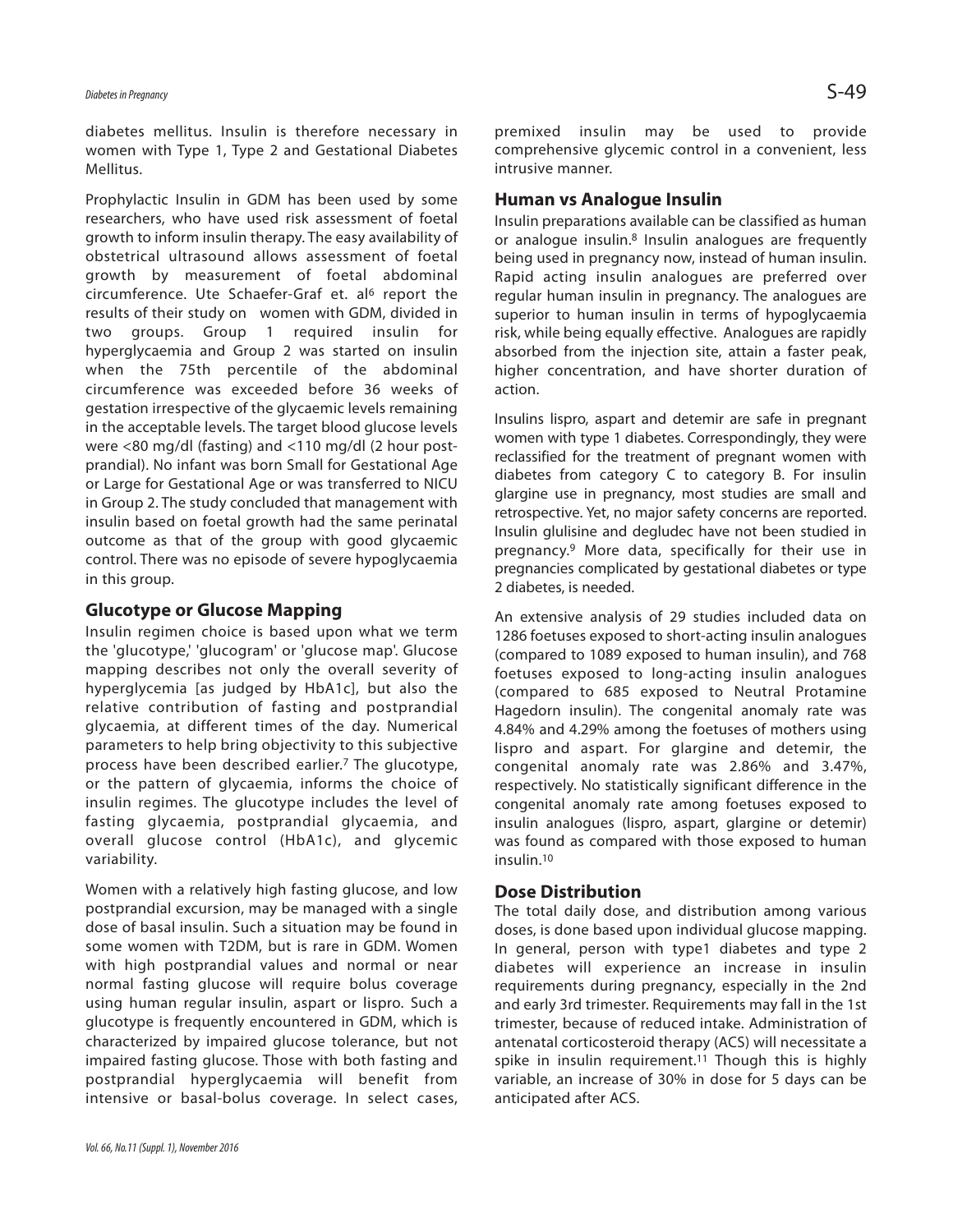diabetes mellitus. Insulin is therefore necessary in women with Type 1, Type 2 and Gestational Diabetes Mellitus.

Prophylactic Insulin in GDM has been used by some researchers, who have used risk assessment of foetal growth to inform insulin therapy. The easy availability of obstetrical ultrasound allows assessment of foetal growth by measurement of foetal abdominal circumference. Ute Schaefer-Graf et. al[6] report the results of their study on women with GDM, divided in two groups. Group 1 required insulin for hyperglycaemia and Group 2 was started on insulin when the 75th percentile of the abdominal circumference was exceeded before 36 weeks of gestation irrespective of the glycaemic levels remaining in the acceptable levels. The target blood glucose levels were <80 mg/dl (fasting) and <110 mg/dl (2 hour post-prandial). No infant was born Small for Gestational Age or Large for Gestational Age or was transferred to NICU in Group 2. The study concluded that management with insulin based on foetal growth had the same perinatal outcome as that of the group with good glycaemic control. There was no episode of severe hypoglycaemia in this group.

## Glucotype or Glucose Mapping

Insulin regimen choice is based upon what we term the 'glucotype,' 'glucogram' or 'glucose map'. Glucose mapping describes not only the overall severity of hyperglycemia [as judged by HbA1c], but also the relative contribution of fasting and postprandial glycaemia, at different times of the day. Numerical parameters to help bring objectivity to this subjective process have been described earlier.[7] The glucotype, or the pattern of glycaemia, informs the choice of insulin regimes. The glucotype includes the level of fasting glycaemia, postprandial glycaemia, and overall glucose control (HbA1c), and glycemic variability.

Women with a relatively high fasting glucose, and low postprandial excursion, may be managed with a single dose of basal insulin. Such a situation may be found in some women with T2DM, but is rare in GDM. Women with high postprandial values and normal or near normal fasting glucose will require bolus coverage using human regular insulin, aspart or lispro. Such a glucotype is frequently encountered in GDM, which is characterized by impaired glucose tolerance, but not impaired fasting glucose. Those with both fasting and postprandial hyperglycaemia will benefit from intensive or basal-bolus coverage. In select cases, premixed insulin may be used to provide comprehensive glycemic control in a convenient, less intrusive manner.

## Human vs Analogue Insulin

Insulin preparations available can be classified as human or analogue insulin.[8] Insulin analogues are frequently being used in pregnancy now, instead of human insulin. Rapid acting insulin analogues are preferred over regular human insulin in pregnancy. The analogues are superior to human insulin in terms of hypoglycaemia risk, while being equally effective. Analogues are rapidly absorbed from the injection site, attain a faster peak, higher concentration, and have shorter duration of action.

Insulins lispro, aspart and detemir are safe in pregnant women with type 1 diabetes. Correspondingly, they were reclassified for the treatment of pregnant women with diabetes from category C to category B. For insulin glargine use in pregnancy, most studies are small and retrospective. Yet, no major safety concerns are reported. Insulin glulisine and degludec have not been studied in pregnancy.[9] More data, specifically for their use in pregnancies complicated by gestational diabetes or type 2 diabetes, is needed.

An extensive analysis of 29 studies included data on 1286 foetuses exposed to short-acting insulin analogues (compared to 1089 exposed to human insulin), and 768 foetuses exposed to long-acting insulin analogues (compared to 685 exposed to Neutral Protamine Hagedorn insulin). The congenital anomaly rate was 4.84% and 4.29% among the foetuses of mothers using lispro and aspart. For glargine and detemir, the congenital anomaly rate was 2.86% and 3.47%, respectively. No statistically significant difference in the congenital anomaly rate among foetuses exposed to insulin analogues (lispro, aspart, glargine or detemir) was found as compared with those exposed to human insulin.[10]

## Dose Distribution

The total daily dose, and distribution among various doses, is done based upon individual glucose mapping. In general, person with type1 diabetes and type 2 diabetes will experience an increase in insulin requirements during pregnancy, especially in the 2nd and early 3rd trimester. Requirements may fall in the 1st trimester, because of reduced intake. Administration of antenatal corticosteroid therapy (ACS) will necessitate a spike in insulin requirement.[11] Though this is highly variable, an increase of 30% in dose for 5 days can be anticipated after ACS.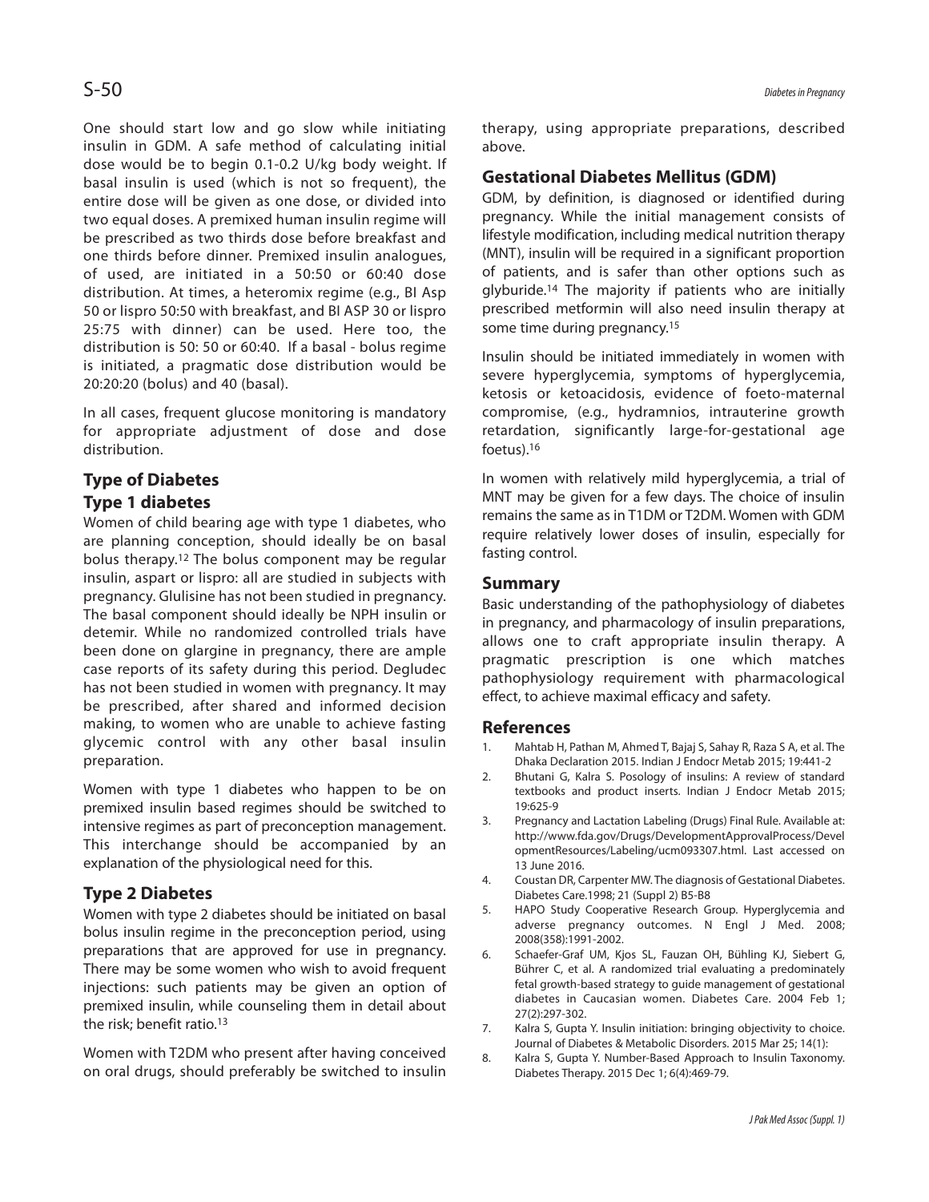One should start low and go slow while initiating insulin in GDM. A safe method of calculating initial dose would be to begin 0.1-0.2 U/kg body weight. If basal insulin is used (which is not so frequent), the entire dose will be given as one dose, or divided into two equal doses. A premixed human insulin regime will be prescribed as two thirds dose before breakfast and one thirds before dinner. Premixed insulin analogues, of used, are initiated in a 50:50 or 60:40 dose distribution. At times, a heteromix regime (e.g., BI Asp 50 or lispro 50:50 with breakfast, and BI ASP 30 or lispro 25:75 with dinner) can be used. Here too, the distribution is 50: 50 or 60:40. If a basal - bolus regime is initiated, a pragmatic dose distribution would be 20:20:20 (bolus) and 40 (basal).

In all cases, frequent glucose monitoring is mandatory for appropriate adjustment of dose and dose distribution.

## Type of Diabetes

### Type 1 diabetes

Women of child bearing age with type 1 diabetes, who are planning conception, should ideally be on basal bolus therapy.[12] The bolus component may be regular insulin, aspart or lispro: all are studied in subjects with pregnancy. Glulisine has not been studied in pregnancy. The basal component should ideally be NPH insulin or detemir. While no randomized controlled trials have been done on glargine in pregnancy, there are ample case reports of its safety during this period. Degludec has not been studied in women with pregnancy. It may be prescribed, after shared and informed decision making, to women who are unable to achieve fasting glycemic control with any other basal insulin preparation.

Women with type 1 diabetes who happen to be on premixed insulin based regimes should be switched to intensive regimes as part of preconception management. This interchange should be accompanied by an explanation of the physiological need for this.

### Type 2 Diabetes

Women with type 2 diabetes should be initiated on basal bolus insulin regime in the preconception period, using preparations that are approved for use in pregnancy. There may be some women who wish to avoid frequent injections: such patients may be given an option of premixed insulin, while counseling them in detail about the risk; benefit ratio.[13]

Women with T2DM who present after having conceived on oral drugs, should preferably be switched to insulin therapy, using appropriate preparations, described above.

### Gestational Diabetes Mellitus (GDM)

GDM, by definition, is diagnosed or identified during pregnancy. While the initial management consists of lifestyle modification, including medical nutrition therapy (MNT), insulin will be required in a significant proportion of patients, and is safer than other options such as glyburide.[14] The majority if patients who are initially prescribed metformin will also need insulin therapy at some time during pregnancy.[15]

Insulin should be initiated immediately in women with severe hyperglycemia, symptoms of hyperglycemia, ketosis or ketoacidosis, evidence of foeto-maternal compromise, (e.g., hydramnios, intrauterine growth retardation, significantly large-for-gestational age foetus).[16]

In women with relatively mild hyperglycemia, a trial of MNT may be given for a few days. The choice of insulin remains the same as in T1DM or T2DM. Women with GDM require relatively lower doses of insulin, especially for fasting control.

### Summary

Basic understanding of the pathophysiology of diabetes in pregnancy, and pharmacology of insulin preparations, allows one to craft appropriate insulin therapy. A pragmatic prescription is one which matches pathophysiology requirement with pharmacological effect, to achieve maximal efficacy and safety.

### References

1. Mahtab H, Pathan M, Ahmed T, Bajaj S, Sahay R, Raza S A, et al. The Dhaka Declaration 2015. Indian J Endocr Metab 2015; 19:441-2
2. Bhutani G, Kalra S. Posology of insulins: A review of standard textbooks and product inserts. Indian J Endocr Metab 2015; 19:625-9
3. Pregnancy and Lactation Labeling (Drugs) Final Rule. Available at: http://www.fda.gov/Drugs/DevelopmentApprovalProcess/DevelopmentResources/Labeling/ucm093307.html. Last accessed on 13 June 2016.
4. Coustan DR, Carpenter MW. The diagnosis of Gestational Diabetes. Diabetes Care.1998; 21 (Suppl 2) B5-B8
5. HAPO Study Cooperative Research Group. Hyperglycemia and adverse pregnancy outcomes. N Engl J Med. 2008; 2008(358):1991-2002.
6. Schaefer-Graf UM, Kjos SL, Fauzan OH, Bühling KJ, Siebert G, Bührer C, et al. A randomized trial evaluating a predominately fetal growth-based strategy to guide management of gestational diabetes in Caucasian women. Diabetes Care. 2004 Feb 1; 27(2):297-302.
7. Kalra S, Gupta Y. Insulin initiation: bringing objectivity to choice. Journal of Diabetes & Metabolic Disorders. 2015 Mar 25; 14(1):
8. Kalra S, Gupta Y. Number-Based Approach to Insulin Taxonomy. Diabetes Therapy. 2015 Dec 1; 6(4):469-79.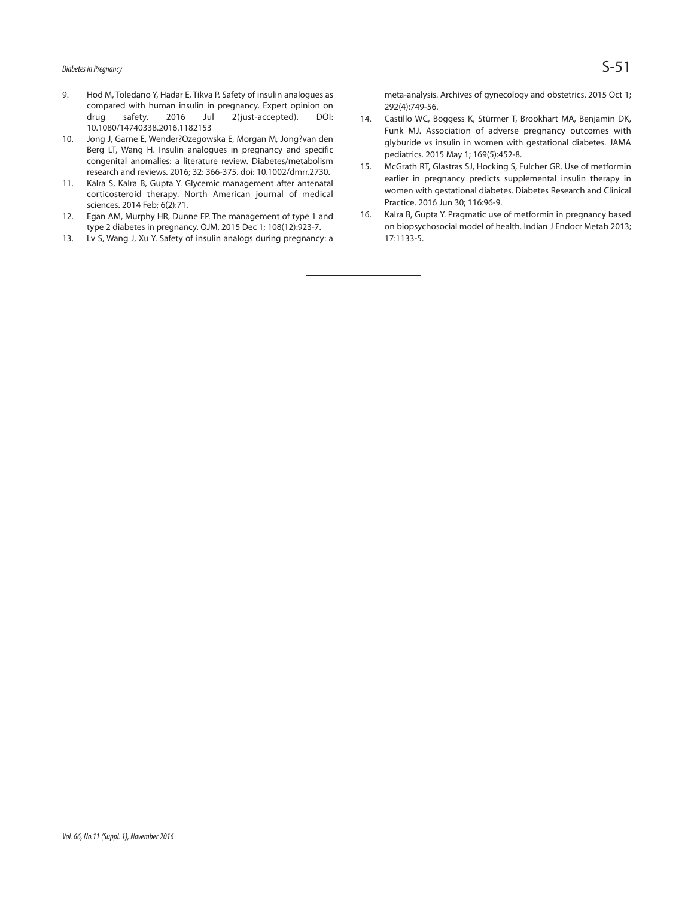9. Hod M, Toledano Y, Hadar E, Tikva P. Safety of insulin analogues as compared with human insulin in pregnancy. Expert opinion on drug safety. 2016 Jul 2(just-accepted). DOI: 10.1080/14740338.2016.1182153
10. Jong J, Garne E, Wender?Ozegowska E, Morgan M, Jong?van den Berg LT, Wang H. Insulin analogues in pregnancy and specific congenital anomalies: a literature review. Diabetes/metabolism research and reviews. 2016; 32: 366-375. doi: 10.1002/dmrr.2730.
11. Kalra S, Kalra B, Gupta Y. Glycemic management after antenatal corticosteroid therapy. North American journal of medical sciences. 2014 Feb; 6(2):71.
12. Egan AM, Murphy HR, Dunne FP. The management of type 1 and type 2 diabetes in pregnancy. QJM. 2015 Dec 1; 108(12):923-7.
13. Lv S, Wang J, Xu Y. Safety of insulin analogs during pregnancy: a meta-analysis. Archives of gynecology and obstetrics. 2015 Oct 1; 292(4):749-56.
14. Castillo WC, Boggess K, Stürmer T, Brookhart MA, Benjamin DK, Funk MJ. Association of adverse pregnancy outcomes with glyburide vs insulin in women with gestational diabetes. JAMA pediatrics. 2015 May 1; 169(5):452-8.
15. McGrath RT, Glastras SJ, Hocking S, Fulcher GR. Use of metformin earlier in pregnancy predicts supplemental insulin therapy in women with gestational diabetes. Diabetes Research and Clinical Practice. 2016 Jun 30; 116:96-9.
16. Kalra B, Gupta Y. Pragmatic use of metformin in pregnancy based on biopsychosocial model of health. Indian J Endocr Metab 2013; 17:1133-5.